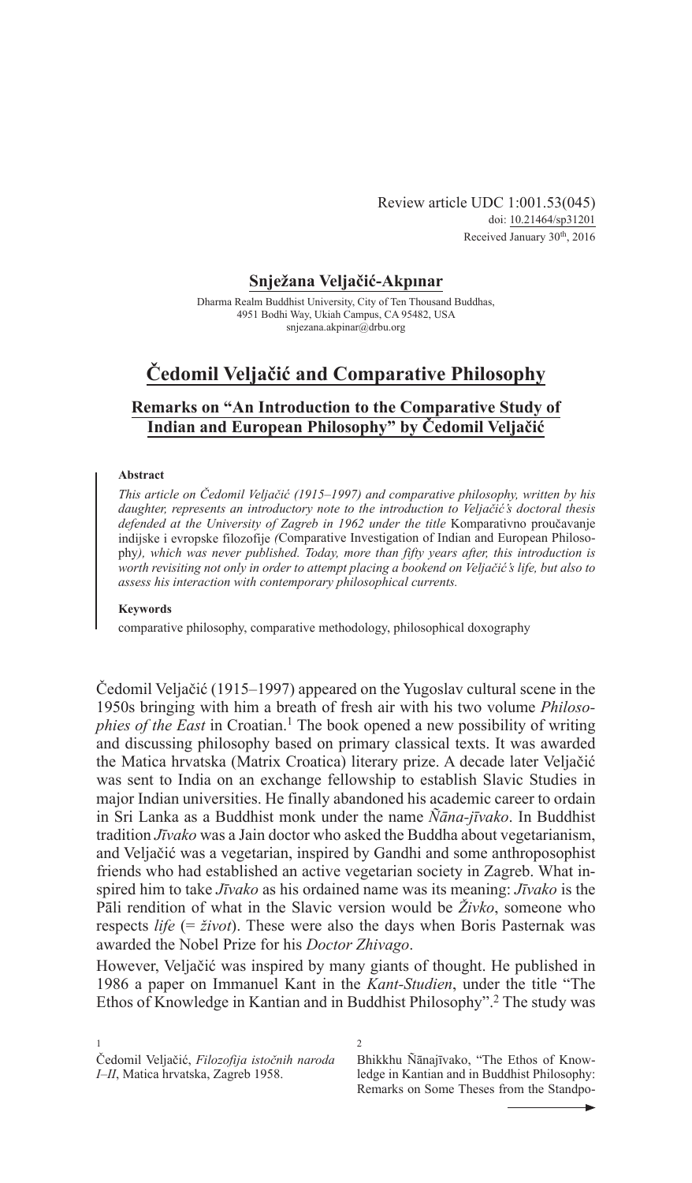Review article UDC 1:001.53(045)
doi: 10.21464/sp31201
Received January 30th, 2016

**Snježana Veljačić-Akpınar**

Dharma Realm Buddhist University, City of Ten Thousand Buddhas,
4951 Bodhi Way, Ukiah Campus, CA 95482, USA
snjezana.akpinar@drbu.org

# Čedomil Veljačić and Comparative Philosophy

## Remarks on "An Introduction to the Comparative Study of Indian and European Philosophy" by Čedomil Veljačić

**Abstract**

*This article on Čedomil Veljačić (1915–1997) and comparative philosophy, written by his daughter, represents an introductory note to the introduction to Veljačić's doctoral thesis defended at the University of Zagreb in 1962 under the title* Komparativno proučavanje indijske i evropske filozofije *(*Comparative Investigation of Indian and European Philosophy*), which was never published. Today, more than fifty years after, this introduction is worth revisiting not only in order to attempt placing a bookend on Veljačić's life, but also to assess his interaction with contemporary philosophical currents.*

**Keywords**

comparative philosophy, comparative methodology, philosophical doxography

Čedomil Veljačić (1915–1997) appeared on the Yugoslav cultural scene in the 1950s bringing with him a breath of fresh air with his two volume *Philosophies of the East* in Croatian.[1] The book opened a new possibility of writing and discussing philosophy based on primary classical texts. It was awarded the Matica hrvatska (Matrix Croatica) literary prize. A decade later Veljačić was sent to India on an exchange fellowship to establish Slavic Studies in major Indian universities. He finally abandoned his academic career to ordain in Sri Lanka as a Buddhist monk under the name *Ñāna-jīvako*. In Buddhist tradition *Jīvako* was a Jain doctor who asked the Buddha about vegetarianism, and Veljačić was a vegetarian, inspired by Gandhi and some anthroposophist friends who had established an active vegetarian society in Zagreb. What inspired him to take *Jīvako* as his ordained name was its meaning: *Jīvako* is the Pāli rendition of what in the Slavic version would be *Živko*, someone who respects *life* (= *život*). These were also the days when Boris Pasternak was awarded the Nobel Prize for his *Doctor Zhivago*.

However, Veljačić was inspired by many giants of thought. He published in 1986 a paper on Immanuel Kant in the *Kant-Studien*, under the title "The Ethos of Knowledge in Kantian and in Buddhist Philosophy".[2] The study was

[1] Čedomil Veljačić, *Filozofija istočnih naroda I–II*, Matica hrvatska, Zagreb 1958.

[2] Bhikkhu Ñānajīvako, "The Ethos of Knowledge in Kantian and in Buddhist Philosophy: Remarks on Some Theses from the Standpo-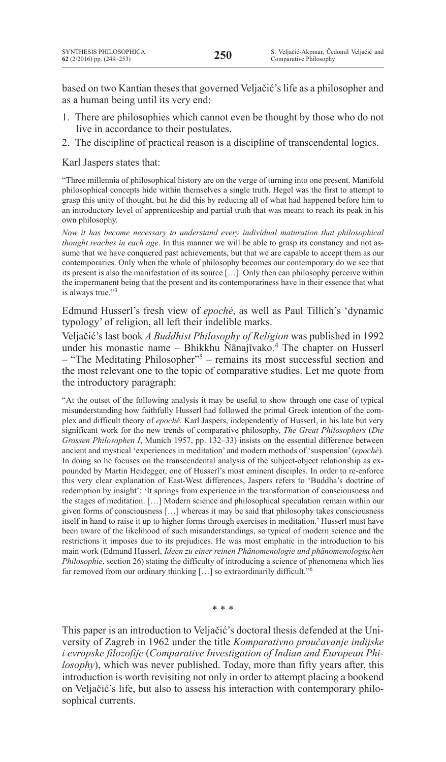based on two Kantian theses that governed Veljačić's life as a philosopher and as a human being until its very end:

1. There are philosophies which cannot even be thought by those who do not live in accordance to their postulates.
2. The discipline of practical reason is a discipline of transcendental logics.

Karl Jaspers states that:

> "Three millennia of philosophical history are on the verge of turning into one present. Manifold philosophical concepts hide within themselves a single truth. Hegel was the first to attempt to grasp this unity of thought, but he did this by reducing all of what had happened before him to an introductory level of apprenticeship and partial truth that was meant to reach its peak in his own philosophy.
>
> *Now it has become necessary to understand every individual maturation that philosophical thought reaches in each age*. In this manner we will be able to grasp its constancy and not assume that we have conquered past achievements, but that we are capable to accept them as our contemporaries. Only when the whole of philosophy becomes our contemporary do we see that its present is also the manifestation of its source […]. Only then can philosophy perceive within the impermanent being that the present and its contemporariness have in their essence that what is always true."[3]

Edmund Husserl's fresh view of *epoché*, as well as Paul Tillich's 'dynamic typology' of religion, all left their indelible marks.

Veljačić's last book *A Buddhist Philosophy of Religion* was published in 1992 under his monastic name – Bhikkhu Ñānajīvako.[4] The chapter on Husserl – "The Meditating Philosopher"[5] – remains its most successful section and the most relevant one to the topic of comparative studies. Let me quote from the introductory paragraph:

> "At the outset of the following analysis it may be useful to show through one case of typical misunderstanding how faithfully Husserl had followed the primal Greek intention of the complex and difficult theory of *epoché.* Karl Jaspers, independently of Husserl, in his late but very significant work for the new trends of comparative philosophy, *The Great Philosophers* (*Die Grossen Philosophen I*, Munich 1957, pp. 132–33) insists on the essential difference between ancient and mystical 'experiences in meditation' and modern methods of 'suspension' (*epoché*). In doing so he focuses on the transcendental analysis of the subject-object relationship as expounded by Martin Heidegger, one of Husserl's most eminent disciples. In order to re-enforce this very clear explanation of East-West differences, Jaspers refers to 'Buddha's doctrine of redemption by insight': 'It springs from experience in the transformation of consciousness and the stages of meditation. […] Modern science and philosophical speculation remain within our given forms of consciousness […] whereas it may be said that philosophy takes consciousness itself in hand to raise it up to higher forms through exercises in meditation.' Husserl must have been aware of the likelihood of such misunderstandings, so typical of modern science and the restrictions it imposes due to its prejudices. He was most emphatic in the introduction to his main work (Edmund Husserl, *Ideen zu einer reinen Phänomenologie und phänomenologischen Philosophie*, section 26) stating the difficulty of introducing a science of phenomena which lies far removed from our ordinary thinking […] so extraordinarily difficult."[6]

\* \* \*

This paper is an introduction to Veljačić's doctoral thesis defended at the University of Zagreb in 1962 under the title *Komparativno proučavanje indijske i evropske filozofije* (*Comparative Investigation of Indian and European Philosophy*), which was never published. Today, more than fifty years after, this introduction is worth revisiting not only in order to attempt placing a bookend on Veljačić's life, but also to assess his interaction with contemporary philosophical currents.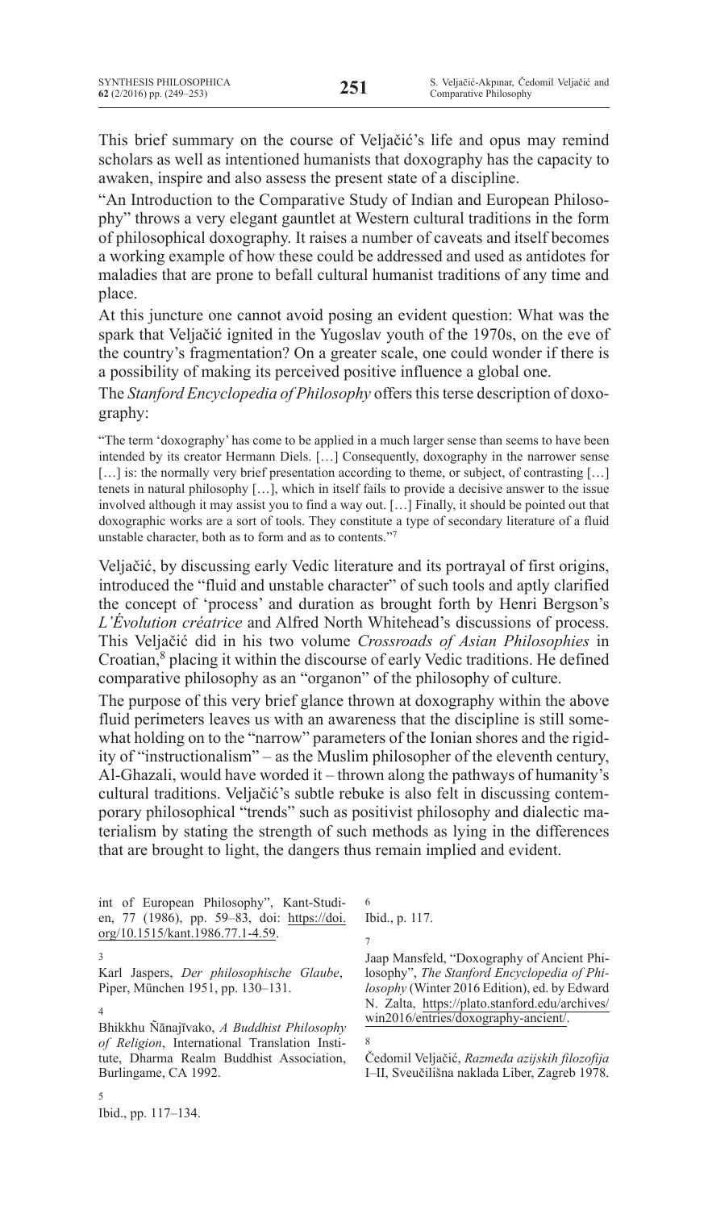This brief summary on the course of Veljačić's life and opus may remind scholars as well as intentioned humanists that doxography has the capacity to awaken, inspire and also assess the present state of a discipline.

"An Introduction to the Comparative Study of Indian and European Philosophy" throws a very elegant gauntlet at Western cultural traditions in the form of philosophical doxography. It raises a number of caveats and itself becomes a working example of how these could be addressed and used as antidotes for maladies that are prone to befall cultural humanist traditions of any time and place.

At this juncture one cannot avoid posing an evident question: What was the spark that Veljačić ignited in the Yugoslav youth of the 1970s, on the eve of the country's fragmentation? On a greater scale, one could wonder if there is a possibility of making its perceived positive influence a global one.

The *Stanford Encyclopedia of Philosophy* offers this terse description of doxography:

> "The term 'doxography' has come to be applied in a much larger sense than seems to have been intended by its creator Hermann Diels. […] Consequently, doxography in the narrower sense […] is: the normally very brief presentation according to theme, or subject, of contrasting […] tenets in natural philosophy […], which in itself fails to provide a decisive answer to the issue involved although it may assist you to find a way out. […] Finally, it should be pointed out that doxographic works are a sort of tools. They constitute a type of secondary literature of a fluid unstable character, both as to form and as to contents."[7]

Veljačić, by discussing early Vedic literature and its portrayal of first origins, introduced the "fluid and unstable character" of such tools and aptly clarified the concept of 'process' and duration as brought forth by Henri Bergson's *L'Évolution créatrice* and Alfred North Whitehead's discussions of process. This Veljačić did in his two volume *Crossroads of Asian Philosophies* in Croatian,[8] placing it within the discourse of early Vedic traditions. He defined comparative philosophy as an "organon" of the philosophy of culture.

The purpose of this very brief glance thrown at doxography within the above fluid perimeters leaves us with an awareness that the discipline is still somewhat holding on to the "narrow" parameters of the Ionian shores and the rigidity of "instructionalism" – as the Muslim philosopher of the eleventh century, Al-Ghazali, would have worded it – thrown along the pathways of humanity's cultural traditions. Veljačić's subtle rebuke is also felt in discussing contemporary philosophical "trends" such as positivist philosophy and dialectic materialism by stating the strength of such methods as lying in the differences that are brought to light, the dangers thus remain implied and evident.

---

int of European Philosophy", Kant-Studien, 77 (1986), pp. 59–83, doi: https://doi.org/10.1515/kant.1986.77.1-4.59.

[3] Karl Jaspers, *Der philosophische Glaube*, Piper, München 1951, pp. 130–131.

[4] Bhikkhu Ñānajīvako, *A Buddhist Philosophy of Religion*, International Translation Institute, Dharma Realm Buddhist Association, Burlingame, CA 1992.

[5] Ibid., pp. 117–134.

[6] Ibid., p. 117.

[7] Jaap Mansfeld, "Doxography of Ancient Philosophy", *The Stanford Encyclopedia of Philosophy* (Winter 2016 Edition), ed. by Edward N. Zalta, https://plato.stanford.edu/archives/win2016/entries/doxography-ancient/.

[8] Čedomil Veljačić, *Razmeđa azijskih filozofija* I–II, Sveučilišna naklada Liber, Zagreb 1978.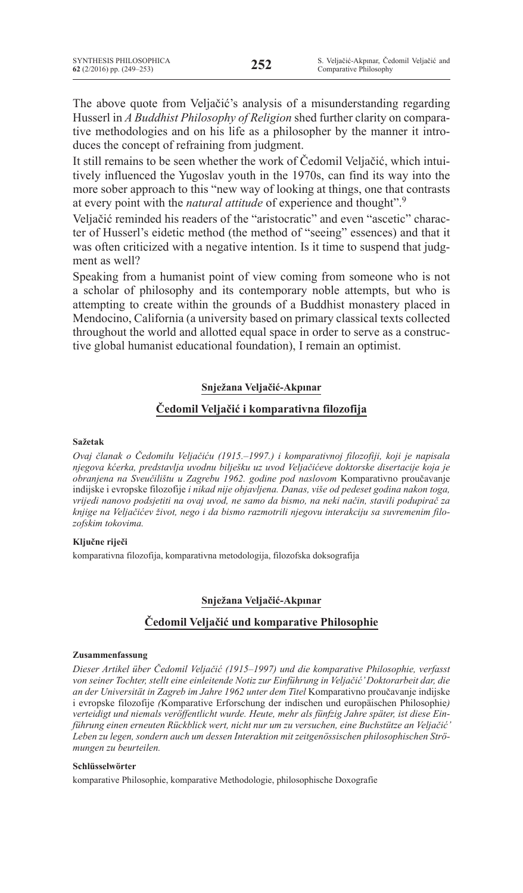The above quote from Veljačić's analysis of a misunderstanding regarding Husserl in *A Buddhist Philosophy of Religion* shed further clarity on comparative methodologies and on his life as a philosopher by the manner it introduces the concept of refraining from judgment.

It still remains to be seen whether the work of Čedomil Veljačić, which intuitively influenced the Yugoslav youth in the 1970s, can find its way into the more sober approach to this "new way of looking at things, one that contrasts at every point with the *natural attitude* of experience and thought".[9]

Veljačić reminded his readers of the "aristocratic" and even "ascetic" character of Husserl's eidetic method (the method of "seeing" essences) and that it was often criticized with a negative intention. Is it time to suspend that judgment as well?

Speaking from a humanist point of view coming from someone who is not a scholar of philosophy and its contemporary noble attempts, but who is attempting to create within the grounds of a Buddhist monastery placed in Mendocino, California (a university based on primary classical texts collected throughout the world and allotted equal space in order to serve as a constructive global humanist educational foundation), I remain an optimist.

**Snježana Veljačić-Akpınar**

## Čedomil Veljačić i komparativna filozofija

#### Sažetak

*Ovaj članak o Čedomilu Veljačiću (1915.–1997.) i komparativnoj filozofiji, koji je napisala njegova kćerka, predstavlja uvodnu bilješku uz uvod Veljačićeve doktorske disertacije koja je obranjena na Sveučilištu u Zagrebu 1962. godine pod naslovom* Komparativno proučavanje indijske i evropske filozofije *i nikad nije objavljena. Danas, više od pedeset godina nakon toga, vrijedi nanovo podsjetiti na ovaj uvod, ne samo da bismo, na neki način, stavili podupirač za knjige na Veljačićev život, nego i da bismo razmotrili njegovu interakciju sa suvremenim filozofskim tokovima.*

#### Ključne riječi

komparativna filozofija, komparativna metodologija, filozofska doksografija

**Snježana Veljačić-Akpınar**

## Čedomil Veljačić und komparative Philosophie

#### Zusammenfassung

*Dieser Artikel über Čedomil Veljačić (1915–1997) und die komparative Philosophie, verfasst von seiner Tochter, stellt eine einleitende Notiz zur Einführung in Veljačić' Doktorarbeit dar, die an der Universität in Zagreb im Jahre 1962 unter dem Titel* Komparativno proučavanje indijske i evropske filozofije *(*Komparative Erforschung der indischen und europäischen Philosophie*) verteidigt und niemals veröffentlicht wurde. Heute, mehr als fünfzig Jahre später, ist diese Einführung einen erneuten Rückblick wert, nicht nur um zu versuchen, eine Buchstütze an Veljačić' Leben zu legen, sondern auch um dessen Interaktion mit zeitgenössischen philosophischen Strömungen zu beurteilen.*

#### Schlüsselwörter

komparative Philosophie, komparative Methodologie, philosophische Doxografie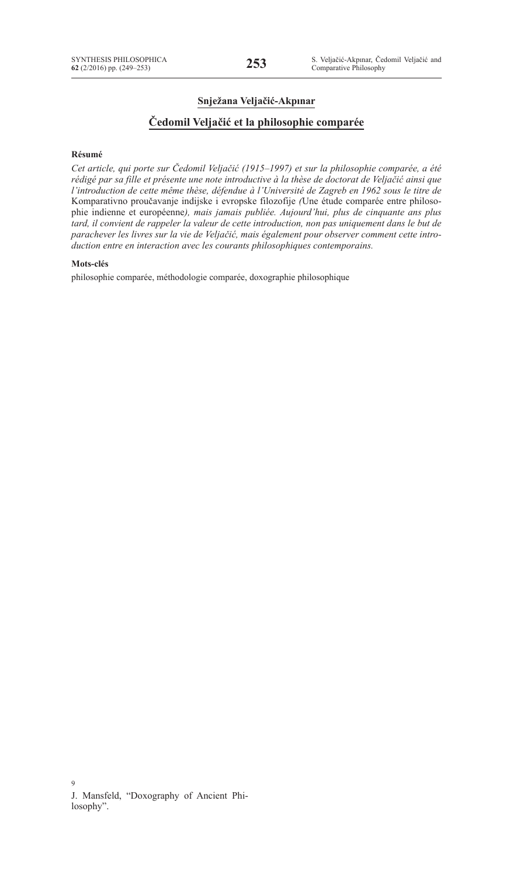**Snježana Veljačić-Akpınar**

## Čedomil Veljačić et la philosophie comparée

**Résumé**

*Cet article, qui porte sur Čedomil Veljačić (1915–1997) et sur la philosophie comparée, a été rédigé par sa fille et présente une note introductive à la thèse de doctorat de Veljačić ainsi que l'introduction de cette même thèse, défendue à l'Université de Zagreb en 1962 sous le titre de* Komparativno proučavanje indijske i evropske filozofije *(*Une étude comparée entre philosophie indienne et européenne*), mais jamais publiée. Aujourd'hui, plus de cinquante ans plus tard, il convient de rappeler la valeur de cette introduction, non pas uniquement dans le but de parachever les livres sur la vie de Veljačić, mais également pour observer comment cette introduction entre en interaction avec les courants philosophiques contemporains.*

**Mots-clés**

philosophie comparée, méthodologie comparée, doxographie philosophique

9
J. Mansfeld, "Doxography of Ancient Philosophy".